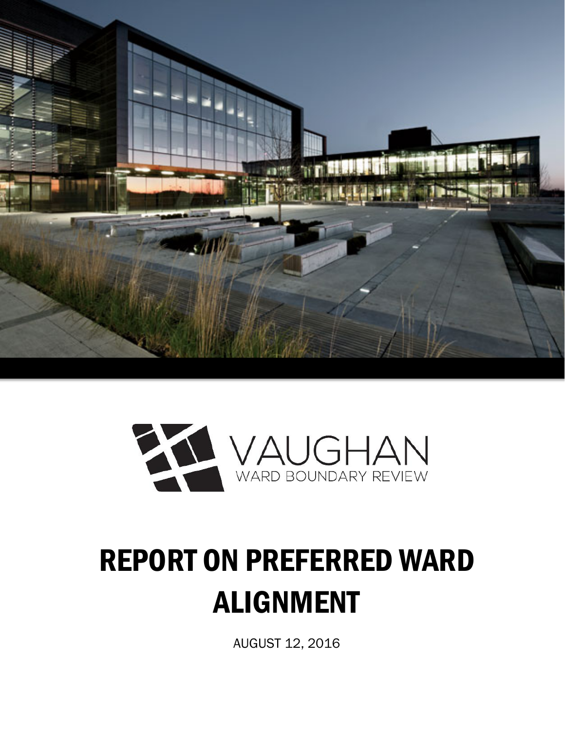VAUGHAN

WARD BOUNDARY REVIEW

# REPORT ON PREFERRED WARD ALIGNMENT

AUGUST 12, 2016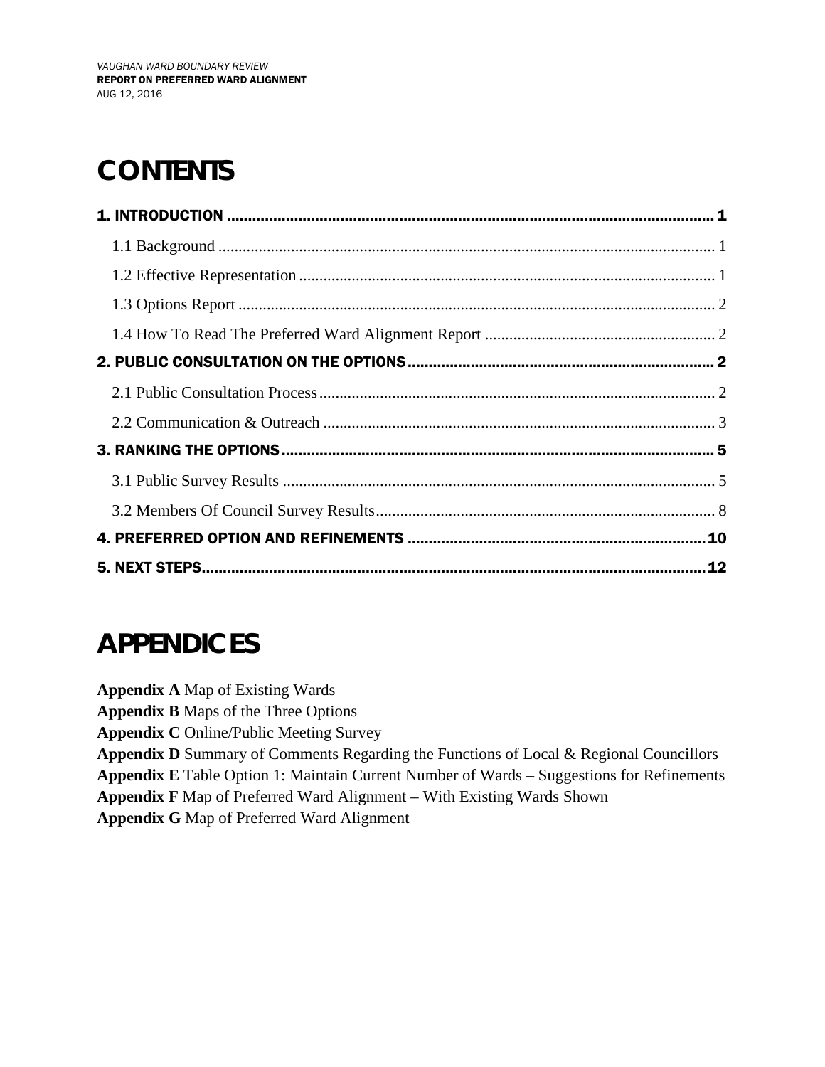# CONTENTS

**1. INTRODUCTION** ........ 1

- 1.1 Background ........ 1
- 1.2 Effective Representation ........ 1
- 1.3 Options Report ........ 2
- 1.4 How To Read The Preferred Ward Alignment Report ........ 2

**2. PUBLIC CONSULTATION ON THE OPTIONS** ........ 2

- 2.1 Public Consultation Process ........ 2
- 2.2 Communication & Outreach ........ 3

**3. RANKING THE OPTIONS** ........ 5

- 3.1 Public Survey Results ........ 5
- 3.2 Members Of Council Survey Results ........ 8

**4. PREFERRED OPTION AND REFINEMENTS** ........ 10

**5. NEXT STEPS** ........ 12

# APPENDICES

**Appendix A** Map of Existing Wards
**Appendix B** Maps of the Three Options
**Appendix C** Online/Public Meeting Survey
**Appendix D** Summary of Comments Regarding the Functions of Local & Regional Councillors
**Appendix E** Table Option 1: Maintain Current Number of Wards – Suggestions for Refinements
**Appendix F** Map of Preferred Ward Alignment – With Existing Wards Shown
**Appendix G** Map of Preferred Ward Alignment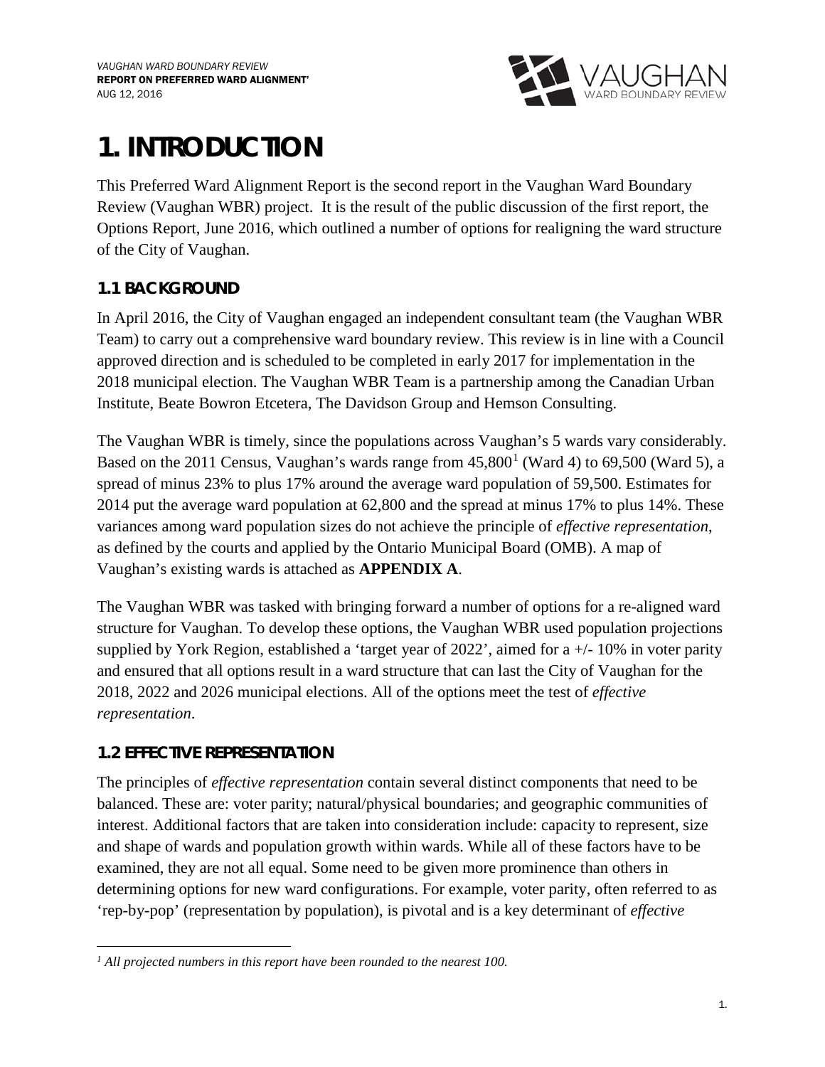# 1. INTRODUCTION

This Preferred Ward Alignment Report is the second report in the Vaughan Ward Boundary Review (Vaughan WBR) project. It is the result of the public discussion of the first report, the Options Report, June 2016, which outlined a number of options for realigning the ward structure of the City of Vaughan.

## 1.1 BACKGROUND

In April 2016, the City of Vaughan engaged an independent consultant team (the Vaughan WBR Team) to carry out a comprehensive ward boundary review. This review is in line with a Council approved direction and is scheduled to be completed in early 2017 for implementation in the 2018 municipal election. The Vaughan WBR Team is a partnership among the Canadian Urban Institute, Beate Bowron Etcetera, The Davidson Group and Hemson Consulting.

The Vaughan WBR is timely, since the populations across Vaughan's 5 wards vary considerably. Based on the 2011 Census, Vaughan's wards range from 45,800[1] (Ward 4) to 69,500 (Ward 5), a spread of minus 23% to plus 17% around the average ward population of 59,500. Estimates for 2014 put the average ward population at 62,800 and the spread at minus 17% to plus 14%. These variances among ward population sizes do not achieve the principle of *effective representation*, as defined by the courts and applied by the Ontario Municipal Board (OMB). A map of Vaughan's existing wards is attached as **APPENDIX A**.

The Vaughan WBR was tasked with bringing forward a number of options for a re-aligned ward structure for Vaughan. To develop these options, the Vaughan WBR used population projections supplied by York Region, established a 'target year of 2022', aimed for a +/- 10% in voter parity and ensured that all options result in a ward structure that can last the City of Vaughan for the 2018, 2022 and 2026 municipal elections. All of the options meet the test of *effective representation*.

## 1.2 EFFECTIVE REPRESENTATION

The principles of *effective representation* contain several distinct components that need to be balanced. These are: voter parity; natural/physical boundaries; and geographic communities of interest. Additional factors that are taken into consideration include: capacity to represent, size and shape of wards and population growth within wards. While all of these factors have to be examined, they are not all equal. Some need to be given more prominence than others in determining options for new ward configurations. For example, voter parity, often referred to as 'rep-by-pop' (representation by population), is pivotal and is a key determinant of *effective*

[1] *All projected numbers in this report have been rounded to the nearest 100.*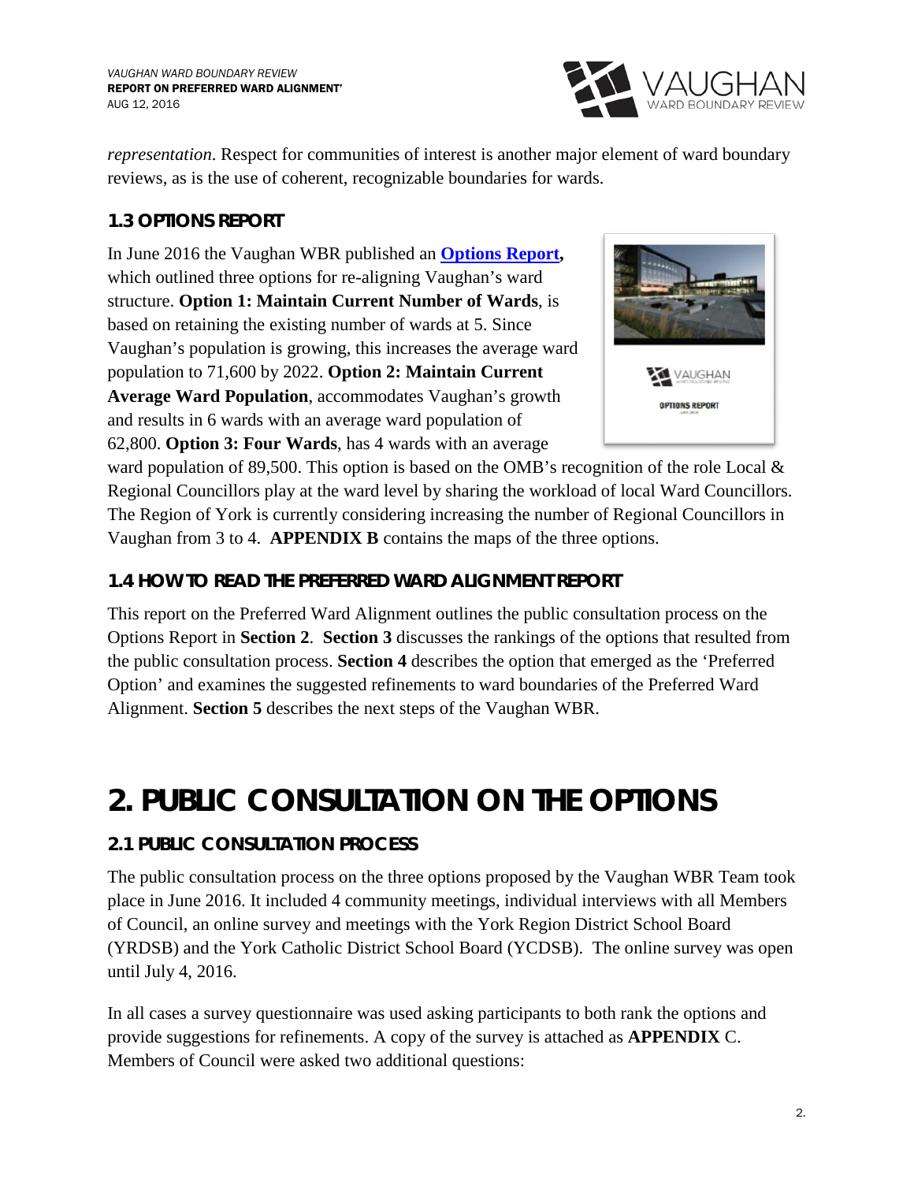*representation*. Respect for communities of interest is another major element of ward boundary reviews, as is the use of coherent, recognizable boundaries for wards.

### 1.3 OPTIONS REPORT

In June 2016 the Vaughan WBR published an **Options Report,** which outlined three options for re-aligning Vaughan's ward structure. **Option 1: Maintain Current Number of Wards**, is based on retaining the existing number of wards at 5. Since Vaughan's population is growing, this increases the average ward population to 71,600 by 2022. **Option 2: Maintain Current Average Ward Population**, accommodates Vaughan's growth and results in 6 wards with an average ward population of 62,800. **Option 3: Four Wards**, has 4 wards with an average ward population of 89,500. This option is based on the OMB's recognition of the role Local & Regional Councillors play at the ward level by sharing the workload of local Ward Councillors. The Region of York is currently considering increasing the number of Regional Councillors in Vaughan from 3 to 4. **APPENDIX B** contains the maps of the three options.

### 1.4 HOW TO READ THE PREFERRED WARD ALIGNMENT REPORT

This report on the Preferred Ward Alignment outlines the public consultation process on the Options Report in **Section 2**. **Section 3** discusses the rankings of the options that resulted from the public consultation process. **Section 4** describes the option that emerged as the 'Preferred Option' and examines the suggested refinements to ward boundaries of the Preferred Ward Alignment. **Section 5** describes the next steps of the Vaughan WBR.

# 2. PUBLIC CONSULTATION ON THE OPTIONS

### 2.1 PUBLIC CONSULTATION PROCESS

The public consultation process on the three options proposed by the Vaughan WBR Team took place in June 2016. It included 4 community meetings, individual interviews with all Members of Council, an online survey and meetings with the York Region District School Board (YRDSB) and the York Catholic District School Board (YCDSB). The online survey was open until July 4, 2016.

In all cases a survey questionnaire was used asking participants to both rank the options and provide suggestions for refinements. A copy of the survey is attached as **APPENDIX** C. Members of Council were asked two additional questions: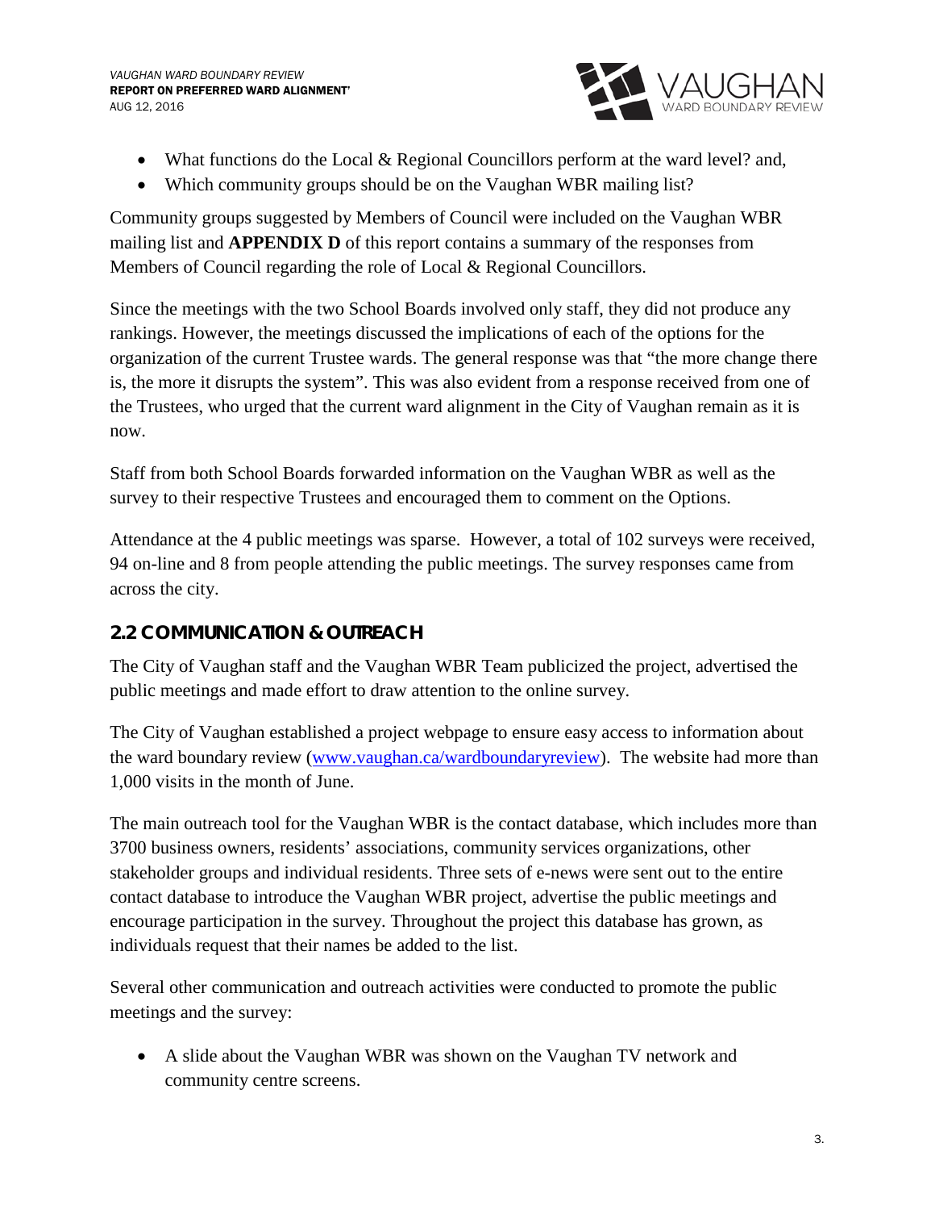- What functions do the Local & Regional Councillors perform at the ward level? and,
- Which community groups should be on the Vaughan WBR mailing list?

Community groups suggested by Members of Council were included on the Vaughan WBR mailing list and **APPENDIX D** of this report contains a summary of the responses from Members of Council regarding the role of Local & Regional Councillors.

Since the meetings with the two School Boards involved only staff, they did not produce any rankings. However, the meetings discussed the implications of each of the options for the organization of the current Trustee wards. The general response was that "the more change there is, the more it disrupts the system". This was also evident from a response received from one of the Trustees, who urged that the current ward alignment in the City of Vaughan remain as it is now.

Staff from both School Boards forwarded information on the Vaughan WBR as well as the survey to their respective Trustees and encouraged them to comment on the Options.

Attendance at the 4 public meetings was sparse. However, a total of 102 surveys were received, 94 on-line and 8 from people attending the public meetings. The survey responses came from across the city.

## 2.2 COMMUNICATION & OUTREACH

The City of Vaughan staff and the Vaughan WBR Team publicized the project, advertised the public meetings and made effort to draw attention to the online survey.

The City of Vaughan established a project webpage to ensure easy access to information about the ward boundary review (www.vaughan.ca/wardboundaryreview). The website had more than 1,000 visits in the month of June.

The main outreach tool for the Vaughan WBR is the contact database, which includes more than 3700 business owners, residents' associations, community services organizations, other stakeholder groups and individual residents. Three sets of e-news were sent out to the entire contact database to introduce the Vaughan WBR project, advertise the public meetings and encourage participation in the survey. Throughout the project this database has grown, as individuals request that their names be added to the list.

Several other communication and outreach activities were conducted to promote the public meetings and the survey:

- A slide about the Vaughan WBR was shown on the Vaughan TV network and community centre screens.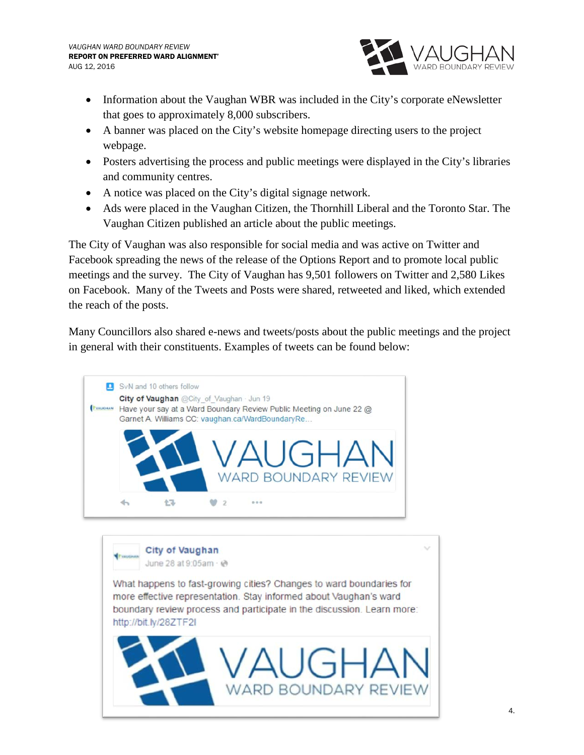- Information about the Vaughan WBR was included in the City's corporate eNewsletter that goes to approximately 8,000 subscribers.
- A banner was placed on the City's website homepage directing users to the project webpage.
- Posters advertising the process and public meetings were displayed in the City's libraries and community centres.
- A notice was placed on the City's digital signage network.
- Ads were placed in the Vaughan Citizen, the Thornhill Liberal and the Toronto Star. The Vaughan Citizen published an article about the public meetings.

The City of Vaughan was also responsible for social media and was active on Twitter and Facebook spreading the news of the release of the Options Report and to promote local public meetings and the survey. The City of Vaughan has 9,501 followers on Twitter and 2,580 Likes on Facebook. Many of the Tweets and Posts were shared, retweeted and liked, which extended the reach of the posts.

Many Councillors also shared e-news and tweets/posts about the public meetings and the project in general with their constituents. Examples of tweets can be found below:

SvN and 10 others follow
**City of Vaughan** @City_of_Vaughan · Jun 19
Have your say at a Ward Boundary Review Public Meeting on June 22 @ Garnet A. Williams CC: vaughan.ca/WardBoundaryRe...

VAUGHAN WARD BOUNDARY REVIEW

**City of Vaughan**
June 28 at 9:05am

What happens to fast-growing cities? Changes to ward boundaries for more effective representation. Stay informed about Vaughan's ward boundary review process and participate in the discussion. Learn more: http://bit.ly/28ZTF2I

VAUGHAN WARD BOUNDARY REVIEW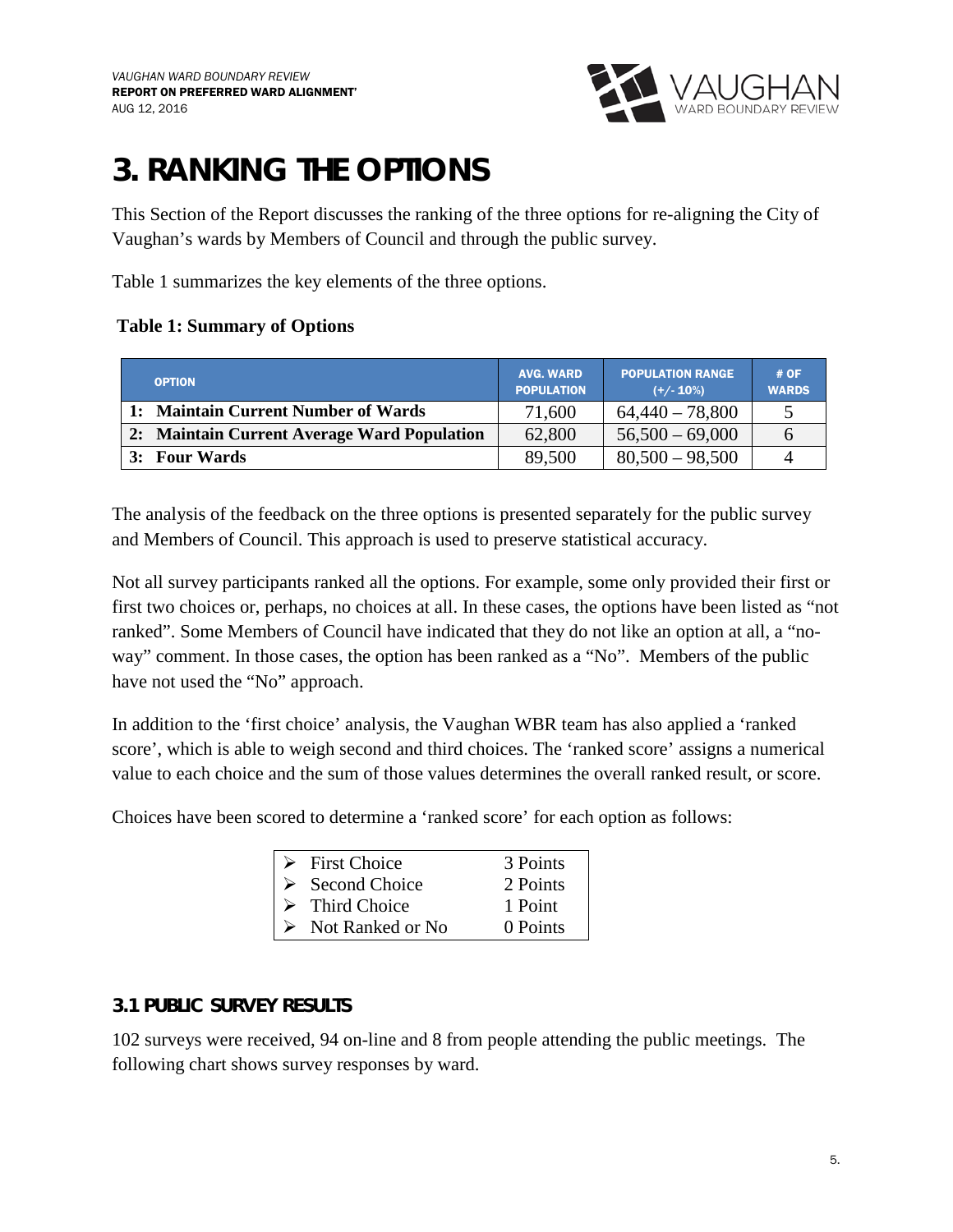# 3. RANKING THE OPTIONS

This Section of the Report discusses the ranking of the three options for re-aligning the City of Vaughan's wards by Members of Council and through the public survey.

Table 1 summarizes the key elements of the three options.

**Table 1: Summary of Options**

| OPTION | AVG. WARD POPULATION | POPULATION RANGE (+/- 10%) | # OF WARDS |
|---|---|---|---|
| **1: Maintain Current Number of Wards** | 71,600 | 64,440 – 78,800 | 5 |
| **2: Maintain Current Average Ward Population** | 62,800 | 56,500 – 69,000 | 6 |
| **3: Four Wards** | 89,500 | 80,500 – 98,500 | 4 |

The analysis of the feedback on the three options is presented separately for the public survey and Members of Council. This approach is used to preserve statistical accuracy.

Not all survey participants ranked all the options. For example, some only provided their first or first two choices or, perhaps, no choices at all. In these cases, the options have been listed as "not ranked". Some Members of Council have indicated that they do not like an option at all, a "no-way" comment. In those cases, the option has been ranked as a "No". Members of the public have not used the "No" approach.

In addition to the 'first choice' analysis, the Vaughan WBR team has also applied a 'ranked score', which is able to weigh second and third choices. The 'ranked score' assigns a numerical value to each choice and the sum of those values determines the overall ranked result, or score.

Choices have been scored to determine a 'ranked score' for each option as follows:

| Choice | Points |
|---|---|
| First Choice | 3 Points |
| Second Choice | 2 Points |
| Third Choice | 1 Point |
| Not Ranked or No | 0 Points |

## 3.1 PUBLIC SURVEY RESULTS

102 surveys were received, 94 on-line and 8 from people attending the public meetings. The following chart shows survey responses by ward.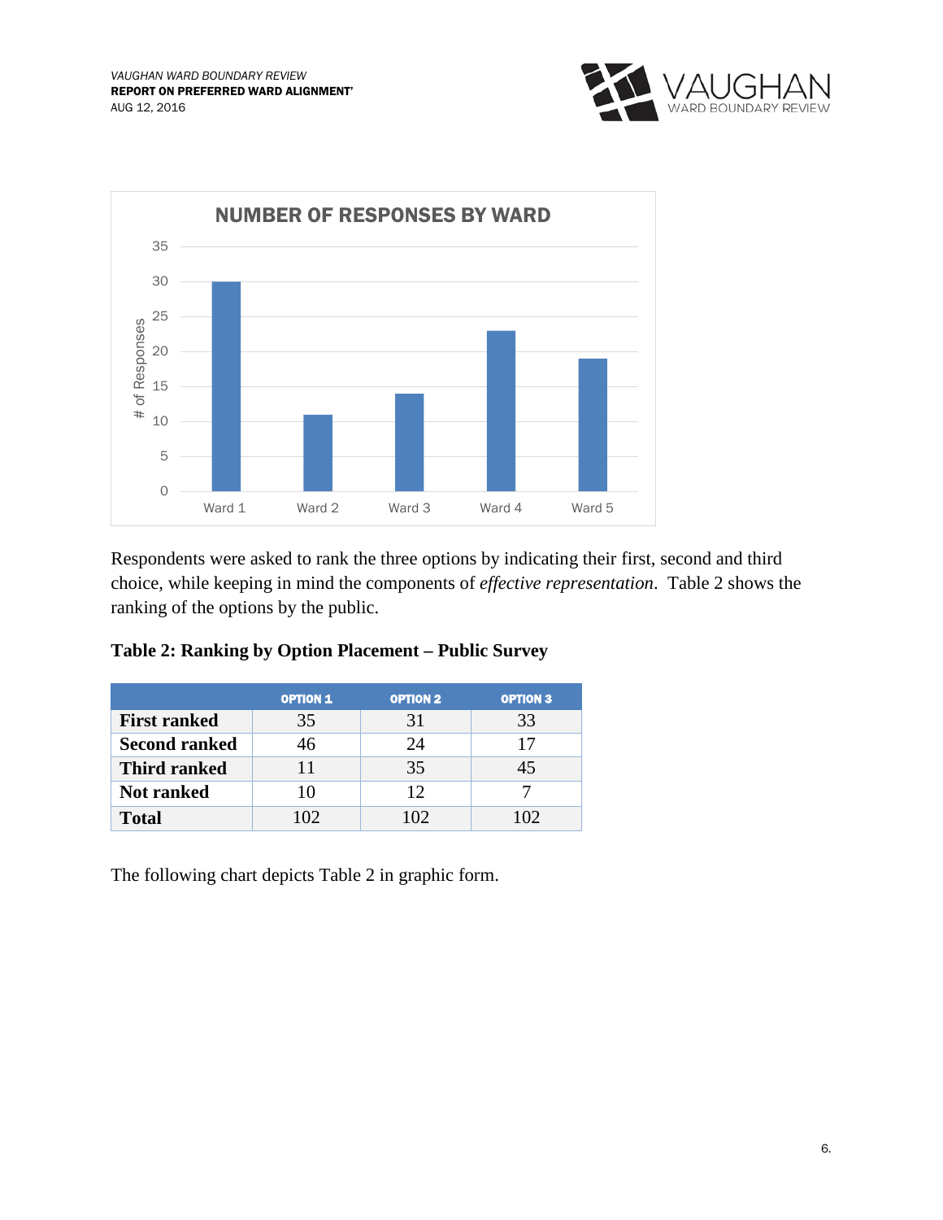NUMBER OF RESPONSES BY WARD

| Ward | # of Responses |
|---|---|
| Ward 1 | 30 |
| Ward 2 | 11 |
| Ward 3 | 14 |
| Ward 4 | 23 |
| Ward 5 | 19 |

Respondents were asked to rank the three options by indicating their first, second and third choice, while keeping in mind the components of *effective representation*. Table 2 shows the ranking of the options by the public.

**Table 2: Ranking by Option Placement – Public Survey**

| | OPTION 1 | OPTION 2 | OPTION 3 |
|---|---|---|---|
| **First ranked** | 35 | 31 | 33 |
| **Second ranked** | 46 | 24 | 17 |
| **Third ranked** | 11 | 35 | 45 |
| **Not ranked** | 10 | 12 | 7 |
| **Total** | 102 | 102 | 102 |

The following chart depicts Table 2 in graphic form.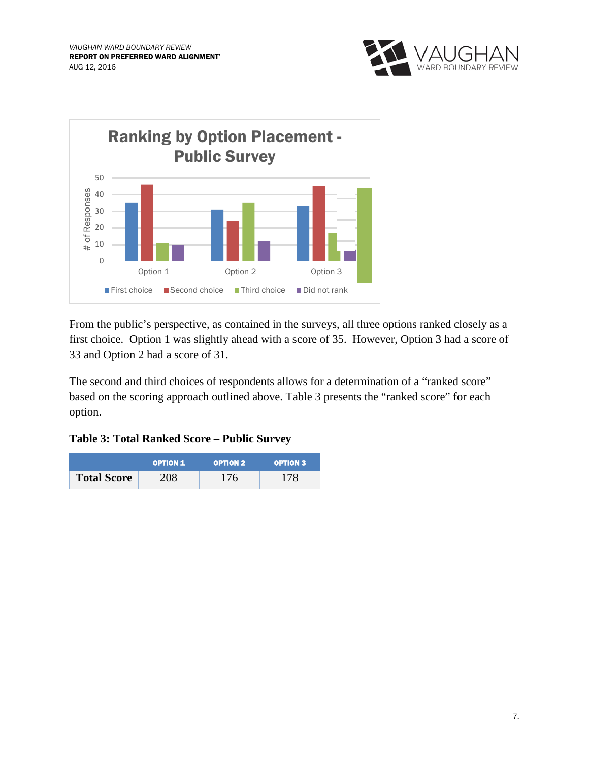From the public's perspective, as contained in the surveys, all three options ranked closely as a first choice. Option 1 was slightly ahead with a score of 35. However, Option 3 had a score of 33 and Option 2 had a score of 31.

The second and third choices of respondents allows for a determination of a "ranked score" based on the scoring approach outlined above. Table 3 presents the "ranked score" for each option.

**Table 3: Total Ranked Score – Public Survey**

| | OPTION 1 | OPTION 2 | OPTION 3 |
|---|---|---|---|
| **Total Score** | 208 | 176 | 178 |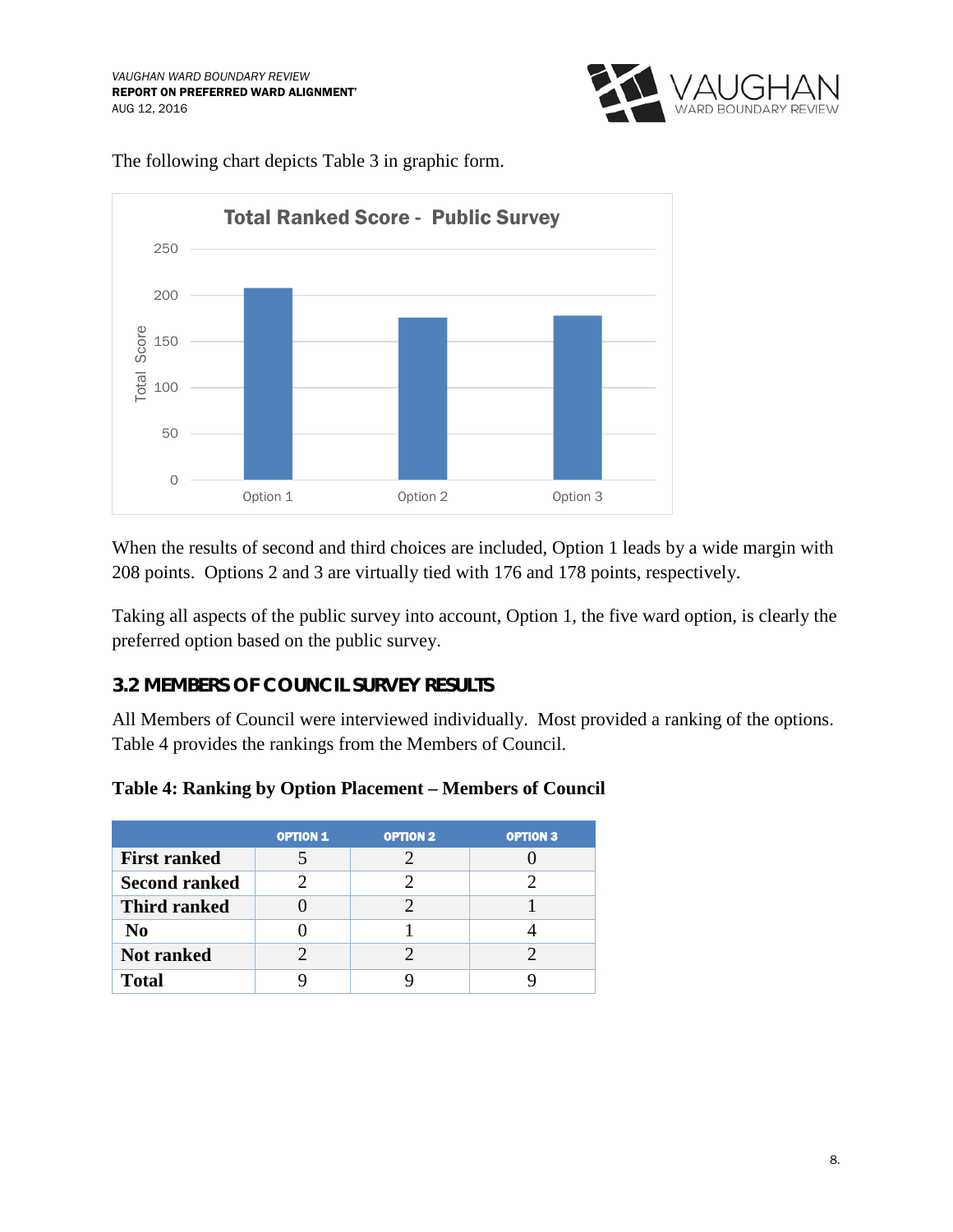The following chart depicts Table 3 in graphic form.

When the results of second and third choices are included, Option 1 leads by a wide margin with 208 points. Options 2 and 3 are virtually tied with 176 and 178 points, respectively.

Taking all aspects of the public survey into account, Option 1, the five ward option, is clearly the preferred option based on the public survey.

## 3.2 MEMBERS OF COUNCIL SURVEY RESULTS

All Members of Council were interviewed individually. Most provided a ranking of the options. Table 4 provides the rankings from the Members of Council.

**Table 4: Ranking by Option Placement – Members of Council**

| | OPTION 1 | OPTION 2 | OPTION 3 |
|---|---|---|---|
| **First ranked** | 5 | 2 | 0 |
| **Second ranked** | 2 | 2 | 2 |
| **Third ranked** | 0 | 2 | 1 |
| **No** | 0 | 1 | 4 |
| **Not ranked** | 2 | 2 | 2 |
| **Total** | 9 | 9 | 9 |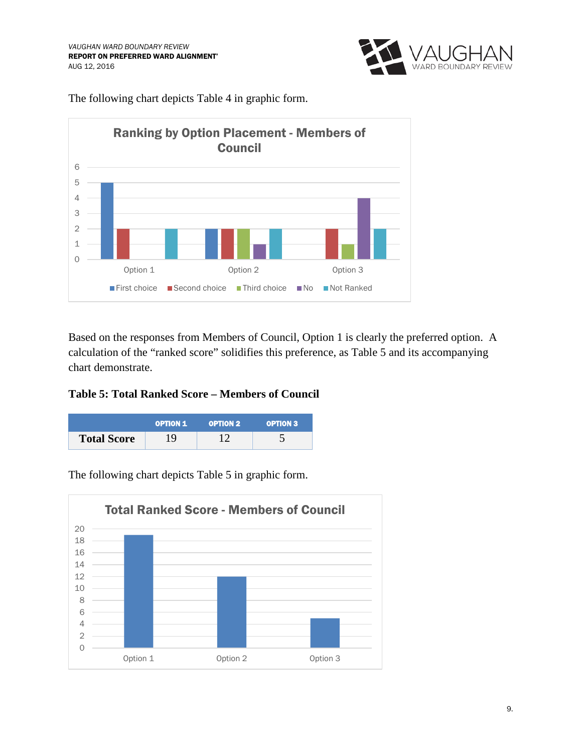The following chart depicts Table 4 in graphic form.

Based on the responses from Members of Council, Option 1 is clearly the preferred option. A calculation of the "ranked score" solidifies this preference, as Table 5 and its accompanying chart demonstrate.

**Table 5: Total Ranked Score – Members of Council**

| | OPTION 1 | OPTION 2 | OPTION 3 |
|---|---|---|---|
| **Total Score** | 19 | 12 | 5 |

The following chart depicts Table 5 in graphic form.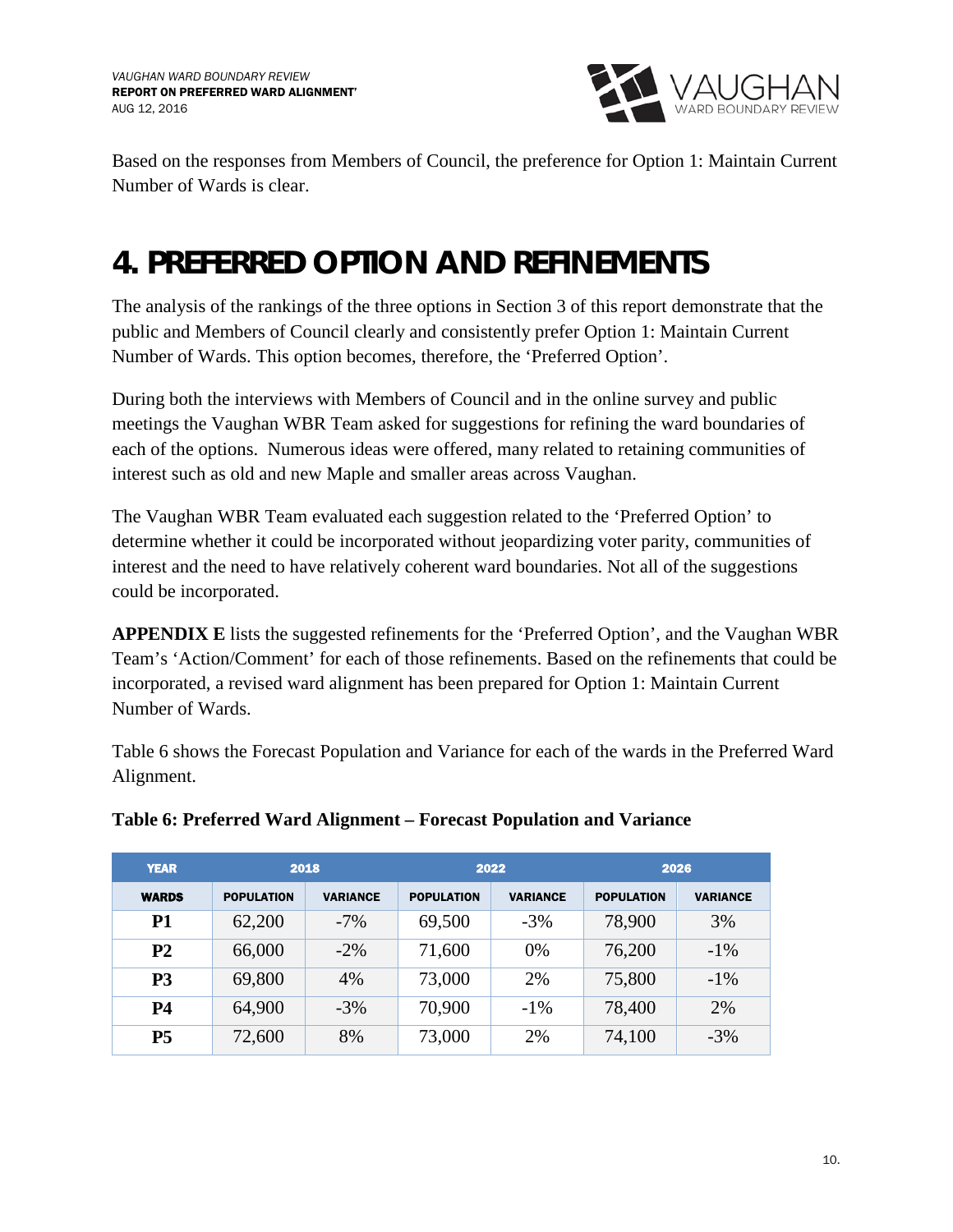Based on the responses from Members of Council, the preference for Option 1: Maintain Current Number of Wards is clear.

# 4. PREFERRED OPTION AND REFINEMENTS

The analysis of the rankings of the three options in Section 3 of this report demonstrate that the public and Members of Council clearly and consistently prefer Option 1: Maintain Current Number of Wards. This option becomes, therefore, the 'Preferred Option'.

During both the interviews with Members of Council and in the online survey and public meetings the Vaughan WBR Team asked for suggestions for refining the ward boundaries of each of the options. Numerous ideas were offered, many related to retaining communities of interest such as old and new Maple and smaller areas across Vaughan.

The Vaughan WBR Team evaluated each suggestion related to the 'Preferred Option' to determine whether it could be incorporated without jeopardizing voter parity, communities of interest and the need to have relatively coherent ward boundaries. Not all of the suggestions could be incorporated.

**APPENDIX E** lists the suggested refinements for the 'Preferred Option', and the Vaughan WBR Team's 'Action/Comment' for each of those refinements. Based on the refinements that could be incorporated, a revised ward alignment has been prepared for Option 1: Maintain Current Number of Wards.

Table 6 shows the Forecast Population and Variance for each of the wards in the Preferred Ward Alignment.

**Table 6: Preferred Ward Alignment – Forecast Population and Variance**

| YEAR | 2018 | | 2022 | | 2026 | |
|---|---|---|---|---|---|---|
| WARDS | POPULATION | VARIANCE | POPULATION | VARIANCE | POPULATION | VARIANCE |
| P1 | 62,200 | -7% | 69,500 | -3% | 78,900 | 3% |
| P2 | 66,000 | -2% | 71,600 | 0% | 76,200 | -1% |
| P3 | 69,800 | 4% | 73,000 | 2% | 75,800 | -1% |
| P4 | 64,900 | -3% | 70,900 | -1% | 78,400 | 2% |
| P5 | 72,600 | 8% | 73,000 | 2% | 74,100 | -3% |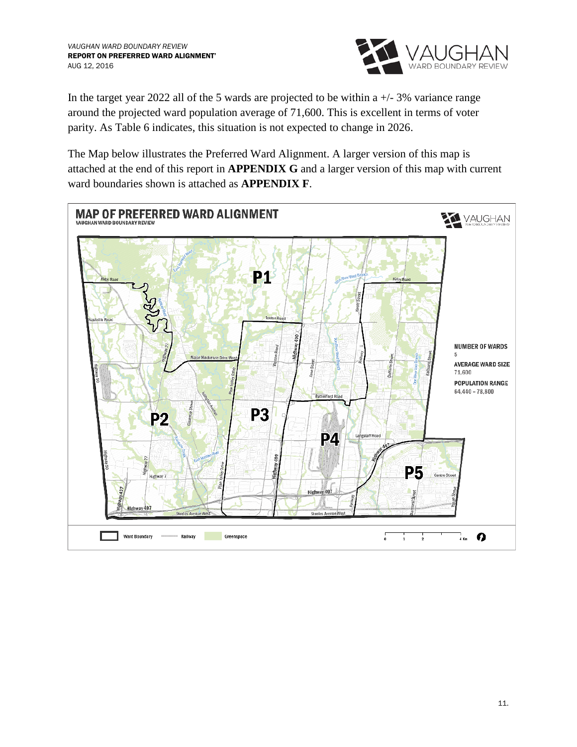In the target year 2022 all of the 5 wards are projected to be within a +/- 3% variance range around the projected ward population average of 71,600. This is excellent in terms of voter parity. As Table 6 indicates, this situation is not expected to change in 2026.

The Map below illustrates the Preferred Ward Alignment. A larger version of this map is attached at the end of this report in **APPENDIX G** and a larger version of this map with current ward boundaries shown is attached as **APPENDIX F**.

**MAP OF PREFERRED WARD ALIGNMENT**
VAUGHAN WARD BOUNDARY REVIEW

**NUMBER OF WARDS**
5

**AVERAGE WARD SIZE**
71,600

**POPULATION RANGE**
64,440 – 78,800

Ward Boundary — Railway — Greenspace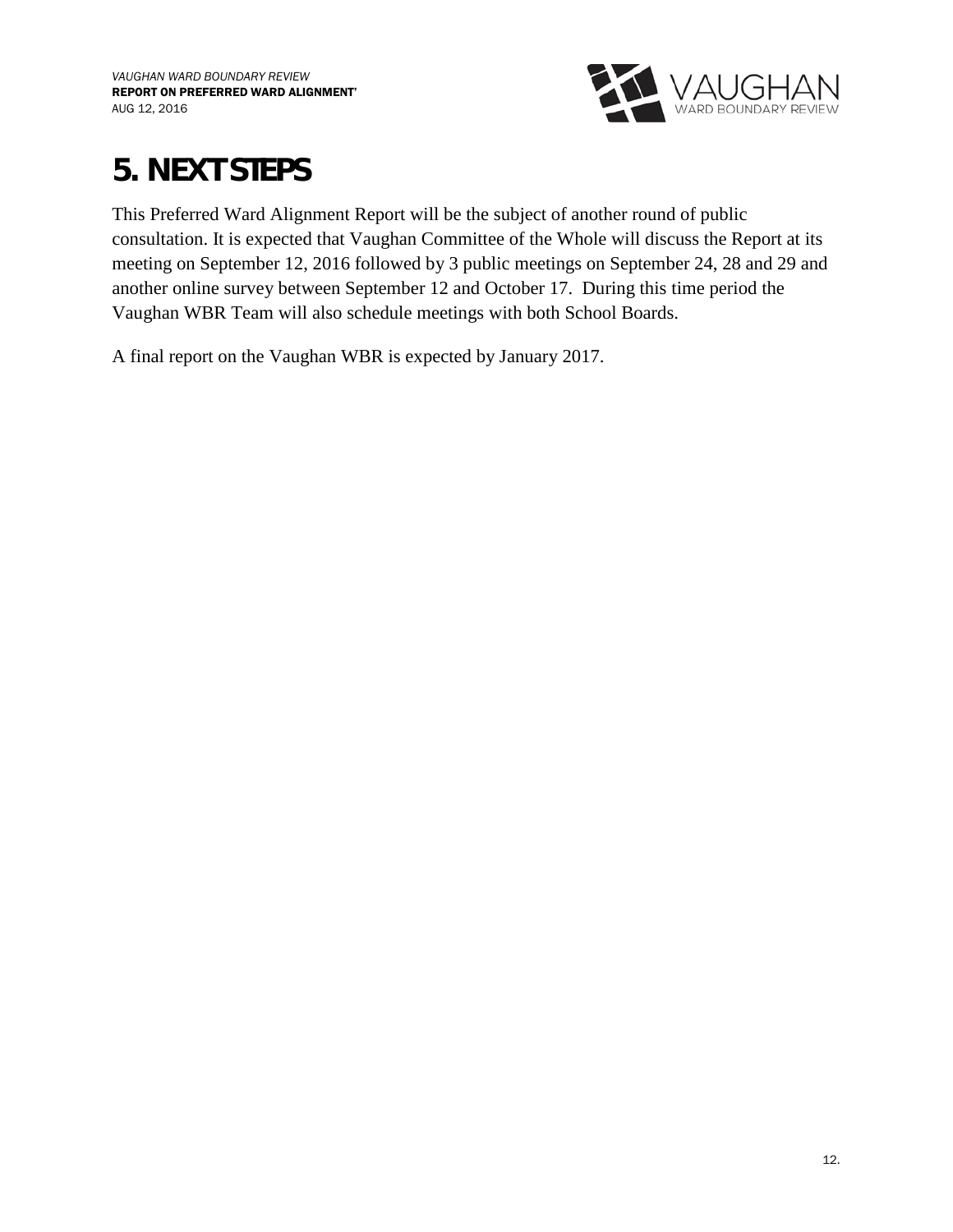# 5. NEXT STEPS

This Preferred Ward Alignment Report will be the subject of another round of public consultation. It is expected that Vaughan Committee of the Whole will discuss the Report at its meeting on September 12, 2016 followed by 3 public meetings on September 24, 28 and 29 and another online survey between September 12 and October 17. During this time period the Vaughan WBR Team will also schedule meetings with both School Boards.

A final report on the Vaughan WBR is expected by January 2017.